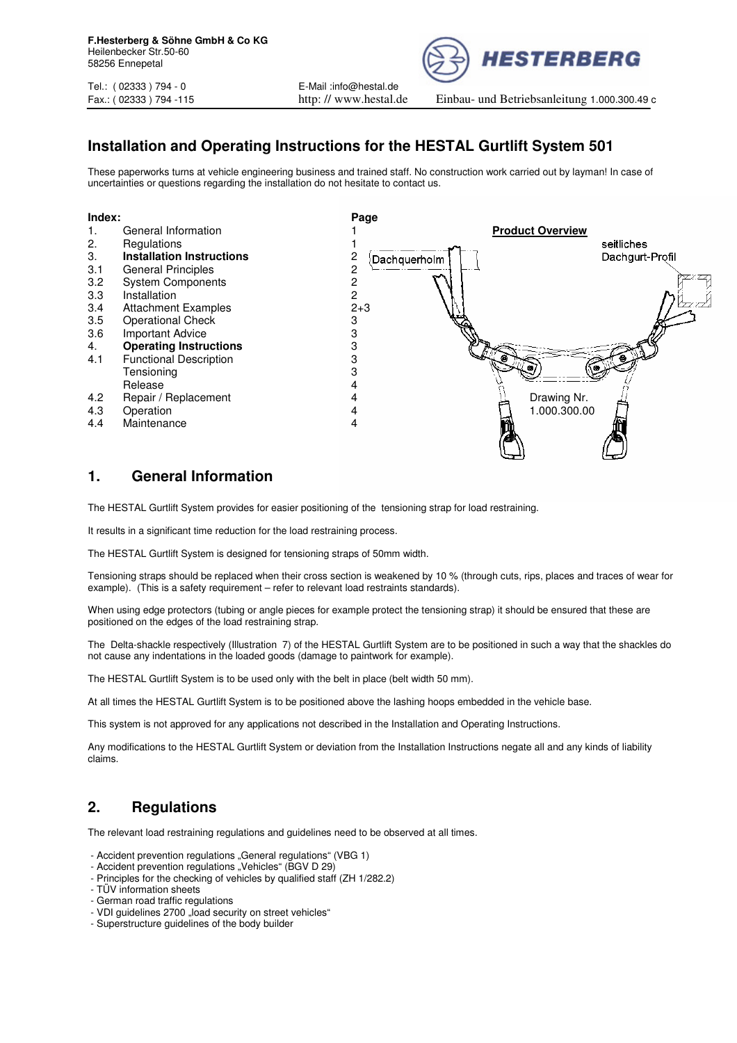F.Hesterberg & Söhne GmbH & Co KG
Heilenbecker Str.50-60
58256 Ennepetal

Tel.: ( 02333 ) 794 - 0
Fax.: ( 02333 ) 794 -115

E-Mail :info@hestal.de
http: // www.hestal.de

Einbau- und Betriebsanleitung 1.000.300.49 c

# Installation and Operating Instructions for the HESTAL Gurtlift System 501

These paperworks turns at vehicle engineering business and trained staff. No construction work carried out by layman! In case of uncertainties or questions regarding the installation do not hesitate to contact us.

| **Index:** | | **Page** |
|---|---|---|
| 1. | General Information | 1 |
| 2. | Regulations | 1 |
| 3. | **Installation Instructions** | 2 |
| 3.1 | General Principles | 2 |
| 3.2 | System Components | 2 |
| 3.3 | Installation | 2 |
| 3.4 | Attachment Examples | 2+3 |
| 3.5 | Operational Check | 3 |
| 3.6 | Important Advice | 3 |
| 4. | **Operating Instructions** | 3 |
| 4.1 | Functional Description | 3 |
| | Tensioning | 3 |
| | Release | 4 |
| 4.2 | Repair / Replacement | 4 |
| 4.3 | Operation | 4 |
| 4.4 | Maintenance | 4 |

**Product Overview**

Dachquerholm

seitliches Dachgurt-Profil

Drawing Nr. 1.000.300.00

## 1. General Information

The HESTAL Gurtlift System provides for easier positioning of the tensioning strap for load restraining.

It results in a significant time reduction for the load restraining process.

The HESTAL Gurtlift System is designed for tensioning straps of 50mm width.

Tensioning straps should be replaced when their cross section is weakened by 10 % (through cuts, rips, places and traces of wear for example). (This is a safety requirement – refer to relevant load restraints standards).

When using edge protectors (tubing or angle pieces for example protect the tensioning strap) it should be ensured that these are positioned on the edges of the load restraining strap.

The Delta-shackle respectively (Illustration 7) of the HESTAL Gurtlift System are to be positioned in such a way that the shackles do not cause any indentations in the loaded goods (damage to paintwork for example).

The HESTAL Gurtlift System is to be used only with the belt in place (belt width 50 mm).

At all times the HESTAL Gurtlift System is to be positioned above the lashing hoops embedded in the vehicle base.

This system is not approved for any applications not described in the Installation and Operating Instructions.

Any modifications to the HESTAL Gurtlift System or deviation from the Installation Instructions negate all and any kinds of liability claims.

## 2. Regulations

The relevant load restraining regulations and guidelines need to be observed at all times.

- Accident prevention regulations „General regulations" (VBG 1)
- Accident prevention regulations „Vehicles" (BGV D 29)
- Principles for the checking of vehicles by qualified staff (ZH 1/282.2)
- TÜV information sheets
- German road traffic regulations
- VDI guidelines 2700 „load security on street vehicles"
- Superstructure guidelines of the body builder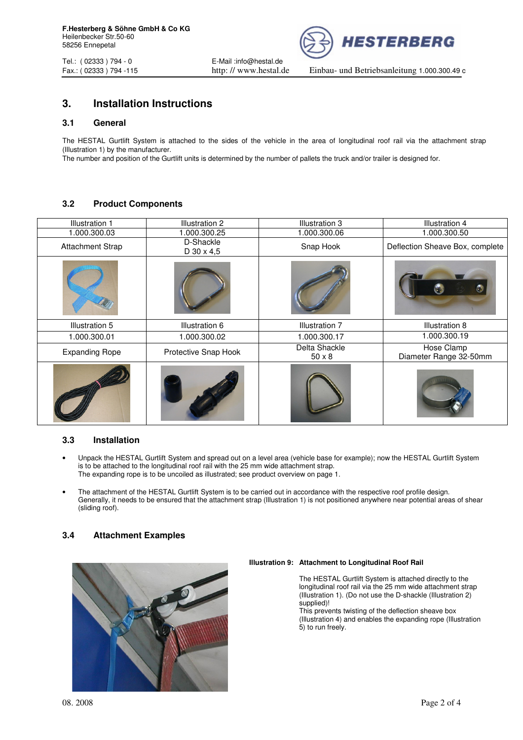## 3. Installation Instructions

### 3.1 General

The HESTAL Gurtlift System is attached to the sides of the vehicle in the area of longitudinal roof rail via the attachment strap (Illustration 1) by the manufacturer.
The number and position of the Gurtlift units is determined by the number of pallets the truck and/or trailer is designed for.

### 3.2 Product Components

| Illustration 1 | Illustration 2 | Illustration 3 | Illustration 4 |
|---|---|---|---|
| 1.000.300.03 | 1.000.300.25 | 1.000.300.06 | 1.000.300.50 |
| Attachment Strap | D-Shackle D 30 x 4,5 | Snap Hook | Deflection Sheave Box, complete |
| | | | |
| Illustration 5 | Illustration 6 | Illustration 7 | Illustration 8 |
| 1.000.300.01 | 1.000.300.02 | 1.000.300.17 | 1.000.300.19 |
| Expanding Rope | Protective Snap Hook | Delta Shackle 50 x 8 | Hose Clamp Diameter Range 32-50mm |
| | | | |

### 3.3 Installation

- Unpack the HESTAL Gurtlift System and spread out on a level area (vehicle base for example); now the HESTAL Gurtlift System is to be attached to the longitudinal roof rail with the 25 mm wide attachment strap.
  The expanding rope is to be uncoiled as illustrated; see product overview on page 1.

- The attachment of the HESTAL Gurtlift System is to be carried out in accordance with the respective roof profile design. Generally, it needs to be ensured that the attachment strap (Illustration 1) is not positioned anywhere near potential areas of shear (sliding roof).

### 3.4 Attachment Examples

**Illustration 9: Attachment to Longitudinal Roof Rail**

The HESTAL Gurtlift System is attached directly to the longitudinal roof rail via the 25 mm wide attachment strap (Illustration 1). (Do not use the D-shackle (Illustration 2) supplied)!
This prevents twisting of the deflection sheave box (Illustration 4) and enables the expanding rope (Illustration 5) to run freely.

08. 2008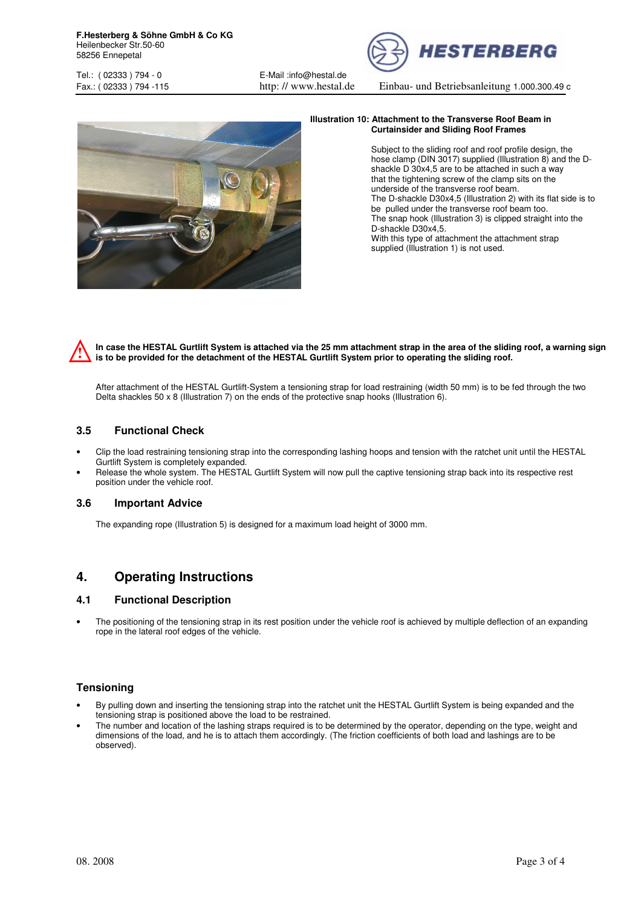**Illustration 10: Attachment to the Transverse Roof Beam in Curtainsider and Sliding Roof Frames**

Subject to the sliding roof and roof profile design, the hose clamp (DIN 3017) supplied (Illustration 8) and the D-shackle D 30x4,5 are to be attached in such a way that the tightening screw of the clamp sits on the underside of the transverse roof beam.
The D-shackle D30x4,5 (Illustration 2) with its flat side is to be pulled under the transverse roof beam too.
The snap hook (Illustration 3) is clipped straight into the D-shackle D30x4,5.
With this type of attachment the attachment strap supplied (Illustration 1) is not used.

⚠ **In case the HESTAL Gurtlift System is attached via the 25 mm attachment strap in the area of the sliding roof, a warning sign is to be provided for the detachment of the HESTAL Gurtlift System prior to operating the sliding roof.**

After attachment of the HESTAL Gurtlift-System a tensioning strap for load restraining (width 50 mm) is to be fed through the two Delta shackles 50 x 8 (Illustration 7) on the ends of the protective snap hooks (Illustration 6).

## 3.5 Functional Check

- Clip the load restraining tensioning strap into the corresponding lashing hoops and tension with the ratchet unit until the HESTAL Gurtlift System is completely expanded.
- Release the whole system. The HESTAL Gurtlift System will now pull the captive tensioning strap back into its respective rest position under the vehicle roof.

## 3.6 Important Advice

The expanding rope (Illustration 5) is designed for a maximum load height of 3000 mm.

# 4. Operating Instructions

## 4.1 Functional Description

- The positioning of the tensioning strap in its rest position under the vehicle roof is achieved by multiple deflection of an expanding rope in the lateral roof edges of the vehicle.

### Tensioning

- By pulling down and inserting the tensioning strap into the ratchet unit the HESTAL Gurtlift System is being expanded and the tensioning strap is positioned above the load to be restrained.
- The number and location of the lashing straps required is to be determined by the operator, depending on the type, weight and dimensions of the load, and he is to attach them accordingly. (The friction coefficients of both load and lashings are to be observed).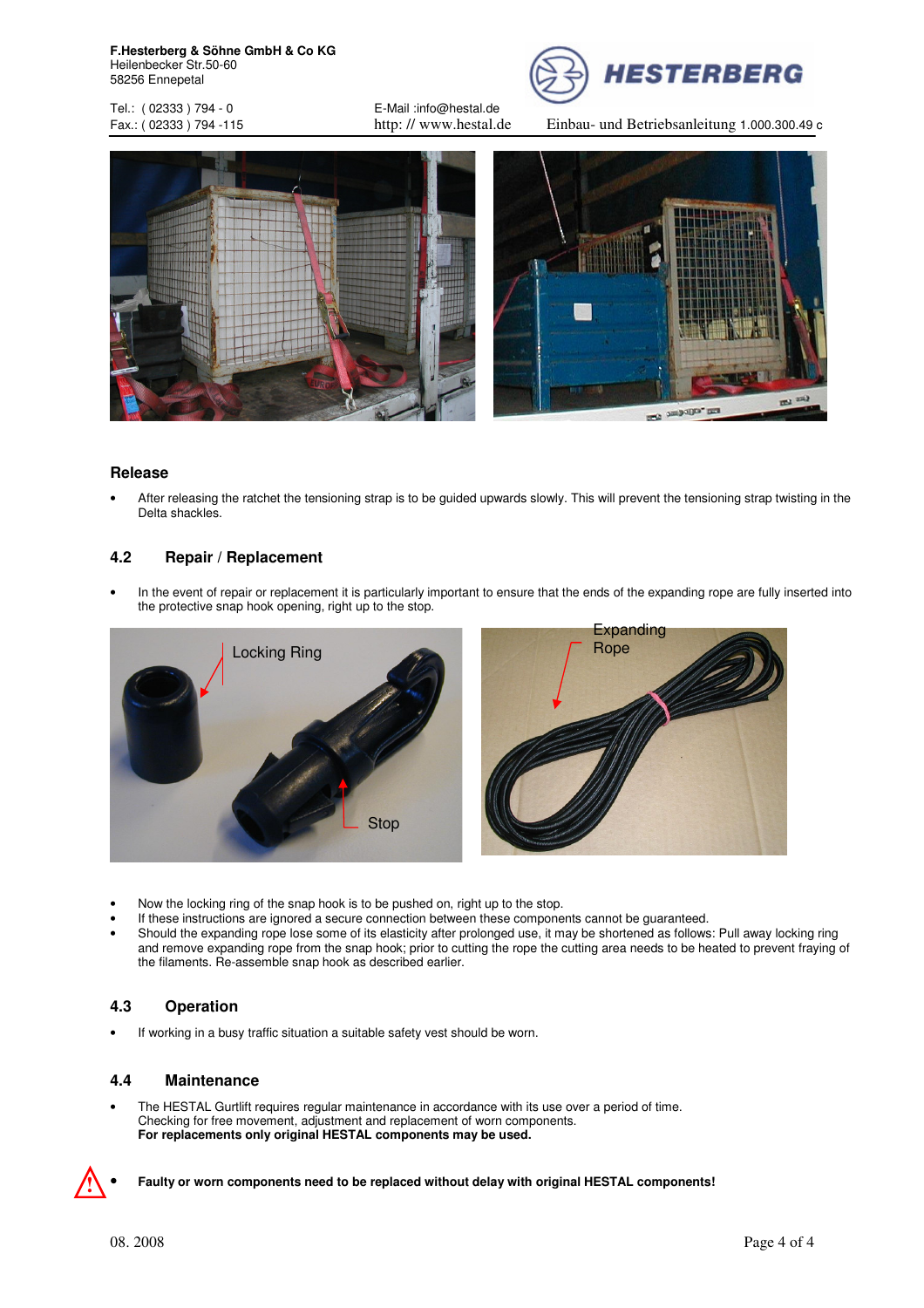## Release

- After releasing the ratchet the tensioning strap is to be guided upwards slowly. This will prevent the tensioning strap twisting in the Delta shackles.

## 4.2 Repair / Replacement

- In the event of repair or replacement it is particularly important to ensure that the ends of the expanding rope are fully inserted into the protective snap hook opening, right up to the stop.

Locking Ring

Stop

Expanding Rope

- Now the locking ring of the snap hook is to be pushed on, right up to the stop.
- If these instructions are ignored a secure connection between these components cannot be guaranteed.
- Should the expanding rope lose some of its elasticity after prolonged use, it may be shortened as follows: Pull away locking ring and remove expanding rope from the snap hook; prior to cutting the rope the cutting area needs to be heated to prevent fraying of the filaments. Re-assemble snap hook as described earlier.

## 4.3 Operation

- If working in a busy traffic situation a suitable safety vest should be worn.

## 4.4 Maintenance

- The HESTAL Gurtlift requires regular maintenance in accordance with its use over a period of time. Checking for free movement, adjustment and replacement of worn components. **For replacements only original HESTAL components may be used.**

- **Faulty or worn components need to be replaced without delay with original HESTAL components!**

08. 2008